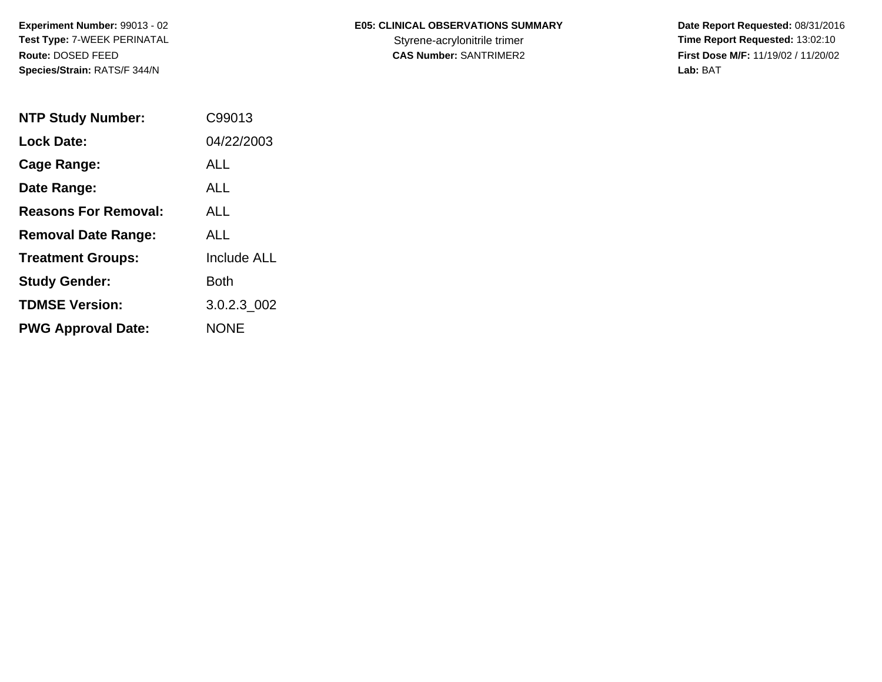**Experiment Number:** 99013 - 02
**Test Type:** 7-WEEK PERINATAL
**Route:** DOSED FEED
**Species/Strain:** RATS/F 344/N

**E05: CLINICAL OBSERVATIONS SUMMARY**
Styrene-acrylonitrile trimer
**CAS Number:** SANTRIMER2

**Date Report Requested:** 08/31/2016
**Time Report Requested:** 13:02:10
**First Dose M/F:** 11/19/02 / 11/20/02
**Lab:** BAT

| | |
|---|---|
| **NTP Study Number:** | C99013 |
| **Lock Date:** | 04/22/2003 |
| **Cage Range:** | ALL |
| **Date Range:** | ALL |
| **Reasons For Removal:** | ALL |
| **Removal Date Range:** | ALL |
| **Treatment Groups:** | Include ALL |
| **Study Gender:** | Both |
| **TDMSE Version:** | 3.0.2.3_002 |
| **PWG Approval Date:** | NONE |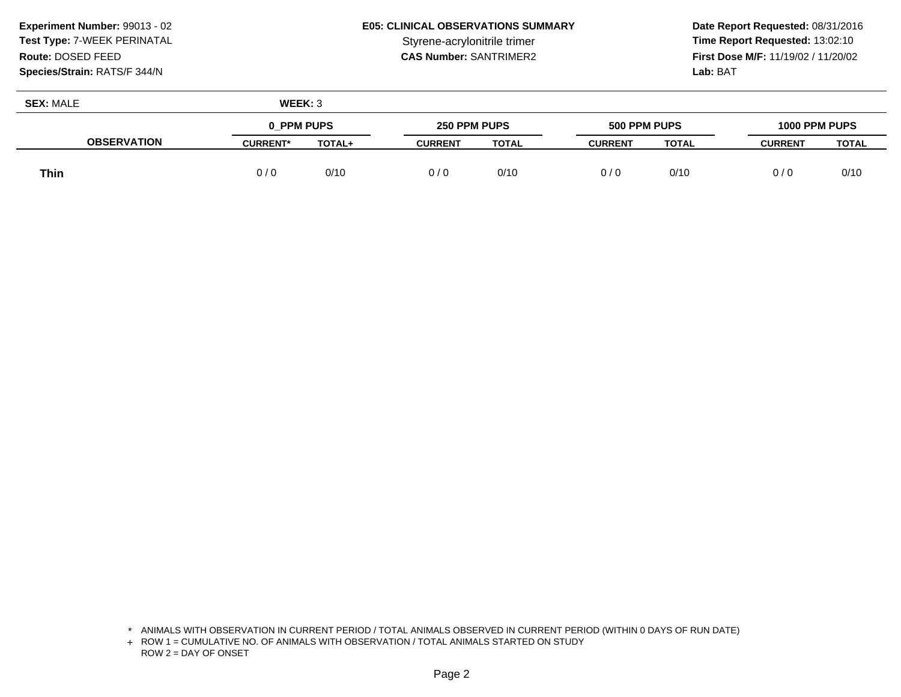**Experiment Number:** 99013 - 02
**Test Type:** 7-WEEK PERINATAL
**Route:** DOSED FEED
**Species/Strain:** RATS/F 344/N

**E05: CLINICAL OBSERVATIONS SUMMARY**
Styrene-acrylonitrile trimer
**CAS Number:** SANTRIMER2

**Date Report Requested:** 08/31/2016
**Time Report Requested:** 13:02:10
**First Dose M/F:** 11/19/02 / 11/20/02
**Lab:** BAT

**SEX:** MALE **WEEK:** 3

| OBSERVATION | 0_PPM PUPS | | 250 PPM PUPS | | 500 PPM PUPS | | 1000 PPM PUPS | |
|---|---|---|---|---|---|---|---|---|
| | CURRENT* | TOTAL+ | CURRENT | TOTAL | CURRENT | TOTAL | CURRENT | TOTAL |
| **Thin** | 0 / 0 | 0/10 | 0 / 0 | 0/10 | 0 / 0 | 0/10 | 0 / 0 | 0/10 |

\* ANIMALS WITH OBSERVATION IN CURRENT PERIOD / TOTAL ANIMALS OBSERVED IN CURRENT PERIOD (WITHIN 0 DAYS OF RUN DATE)
\+ ROW 1 = CUMULATIVE NO. OF ANIMALS WITH OBSERVATION / TOTAL ANIMALS STARTED ON STUDY
ROW 2 = DAY OF ONSET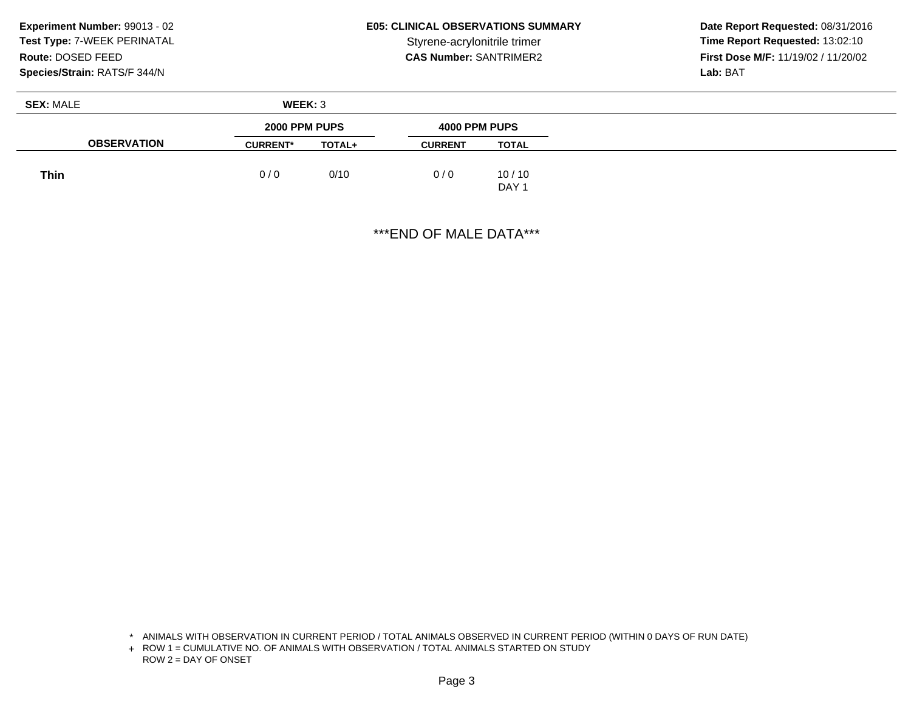**Experiment Number:** 99013 - 02
**Test Type:** 7-WEEK PERINATAL
**Route:** DOSED FEED
**Species/Strain:** RATS/F 344/N

**E05: CLINICAL OBSERVATIONS SUMMARY**
Styrene-acrylonitrile trimer
**CAS Number:** SANTRIMER2

**Date Report Requested:** 08/31/2016
**Time Report Requested:** 13:02:10
**First Dose M/F:** 11/19/02 / 11/20/02
**Lab:** BAT

**SEX:** MALE **WEEK:** 3

| | 2000 PPM PUPS | | 4000 PPM PUPS | |
|---|---|---|---|---|
| **OBSERVATION** | **CURRENT*** | **TOTAL+** | **CURRENT** | **TOTAL** |
| **Thin** | 0 / 0 | 0/10 | 0 / 0 | 10 / 10<br>DAY 1 |

***END OF MALE DATA***

\* ANIMALS WITH OBSERVATION IN CURRENT PERIOD / TOTAL ANIMALS OBSERVED IN CURRENT PERIOD (WITHIN 0 DAYS OF RUN DATE)
\+ ROW 1 = CUMULATIVE NO. OF ANIMALS WITH OBSERVATION / TOTAL ANIMALS STARTED ON STUDY
ROW 2 = DAY OF ONSET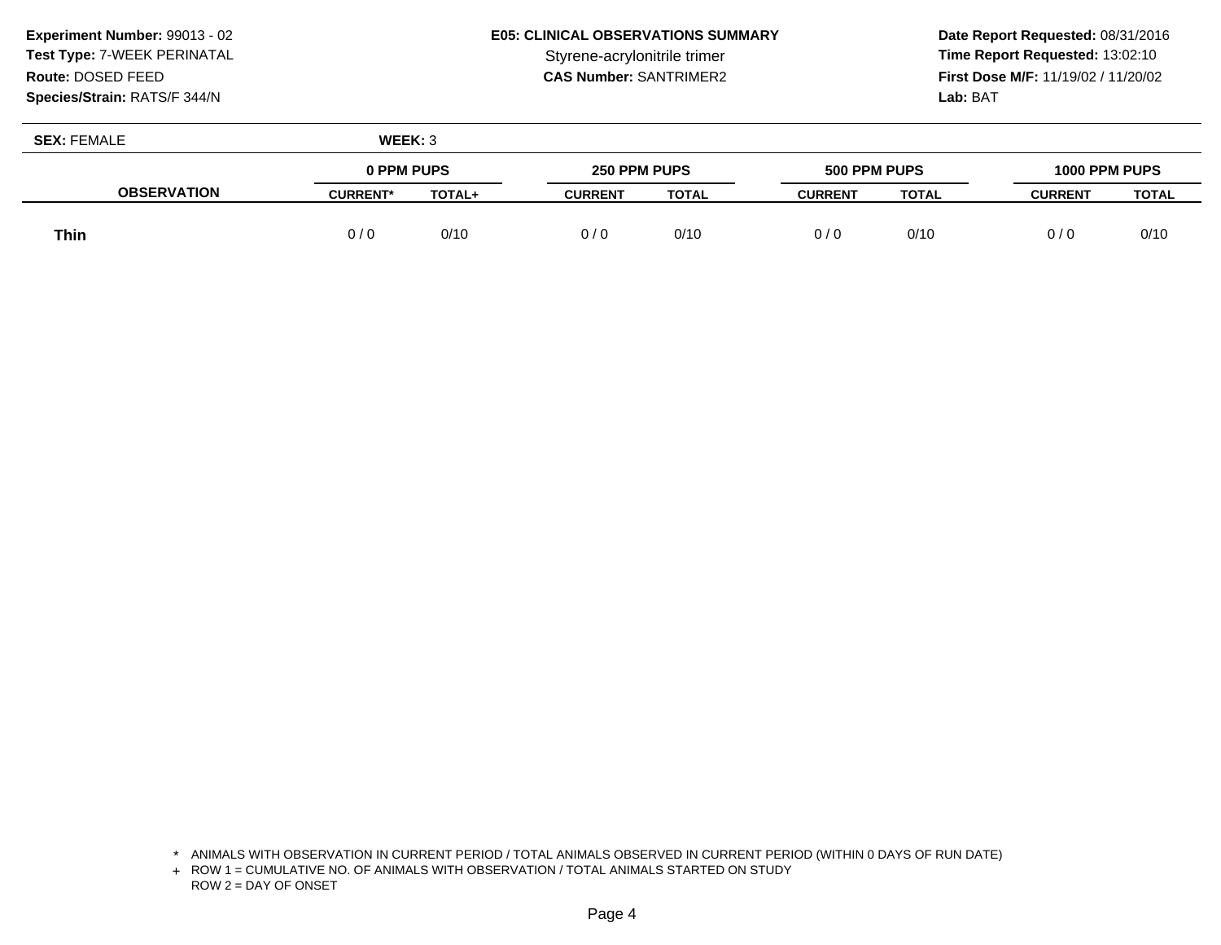**Experiment Number:** 99013 - 02
**Test Type:** 7-WEEK PERINATAL
**Route:** DOSED FEED
**Species/Strain:** RATS/F 344/N

**E05: CLINICAL OBSERVATIONS SUMMARY**
Styrene-acrylonitrile trimer
**CAS Number:** SANTRIMER2

**Date Report Requested:** 08/31/2016
**Time Report Requested:** 13:02:10
**First Dose M/F:** 11/19/02 / 11/20/02
**Lab:** BAT

**SEX:** FEMALE **WEEK:** 3

| OBSERVATION | 0 PPM PUPS | | 250 PPM PUPS | | 500 PPM PUPS | | 1000 PPM PUPS | |
|---|---|---|---|---|---|---|---|---|
| | CURRENT* | TOTAL+ | CURRENT | TOTAL | CURRENT | TOTAL | CURRENT | TOTAL |
| **Thin** | 0 / 0 | 0/10 | 0 / 0 | 0/10 | 0 / 0 | 0/10 | 0 / 0 | 0/10 |

\* ANIMALS WITH OBSERVATION IN CURRENT PERIOD / TOTAL ANIMALS OBSERVED IN CURRENT PERIOD (WITHIN 0 DAYS OF RUN DATE)
\+ ROW 1 = CUMULATIVE NO. OF ANIMALS WITH OBSERVATION / TOTAL ANIMALS STARTED ON STUDY
ROW 2 = DAY OF ONSET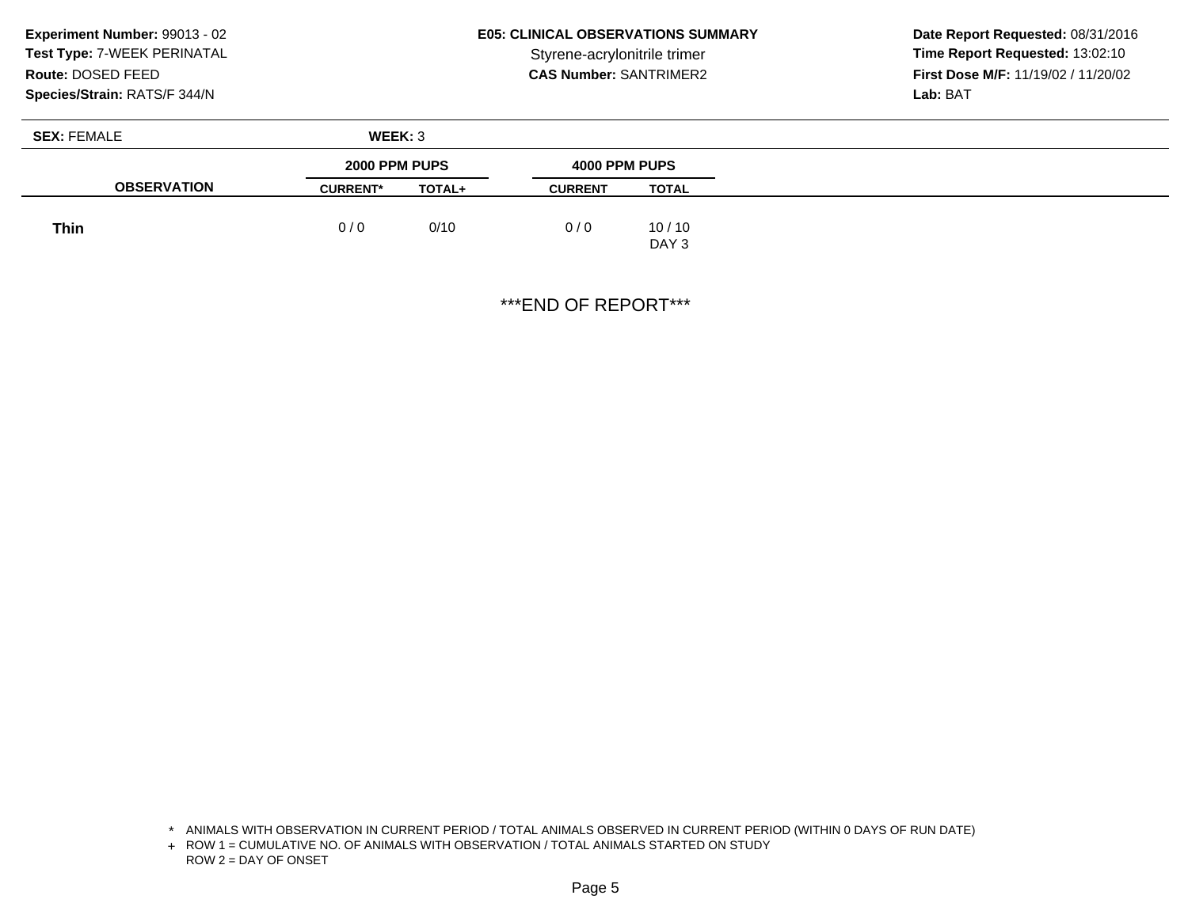**Experiment Number:** 99013 - 02
**Test Type:** 7-WEEK PERINATAL
**Route:** DOSED FEED
**Species/Strain:** RATS/F 344/N

**E05: CLINICAL OBSERVATIONS SUMMARY**
Styrene-acrylonitrile trimer
**CAS Number:** SANTRIMER2

**Date Report Requested:** 08/31/2016
**Time Report Requested:** 13:02:10
**First Dose M/F:** 11/19/02 / 11/20/02
**Lab:** BAT

**SEX:** FEMALE **WEEK:** 3

| | 2000 PPM PUPS | | 4000 PPM PUPS | |
|---|---|---|---|---|
| **OBSERVATION** | **CURRENT*** | **TOTAL+** | **CURRENT** | **TOTAL** |
| **Thin** | 0 / 0 | 0/10 | 0 / 0 | 10 / 10<br>DAY 3 |

***END OF REPORT***

\* ANIMALS WITH OBSERVATION IN CURRENT PERIOD / TOTAL ANIMALS OBSERVED IN CURRENT PERIOD (WITHIN 0 DAYS OF RUN DATE)
\+ ROW 1 = CUMULATIVE NO. OF ANIMALS WITH OBSERVATION / TOTAL ANIMALS STARTED ON STUDY
ROW 2 = DAY OF ONSET